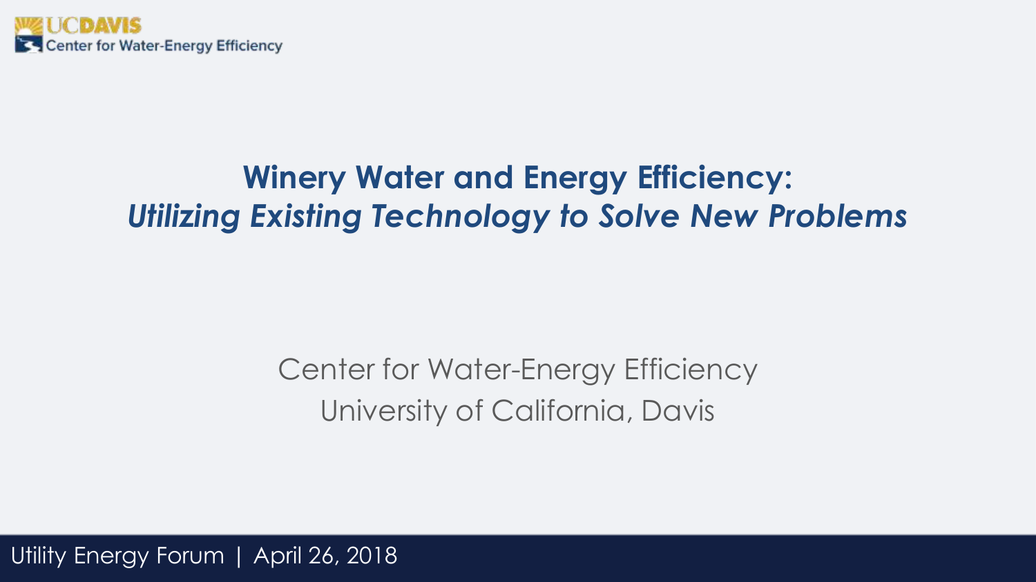UCDAVIS
Center for Water-Energy Efficiency

# Winery Water and Energy Efficiency: *Utilizing Existing Technology to Solve New Problems*

Center for Water-Energy Efficiency
University of California, Davis

Utility Energy Forum | April 26, 2018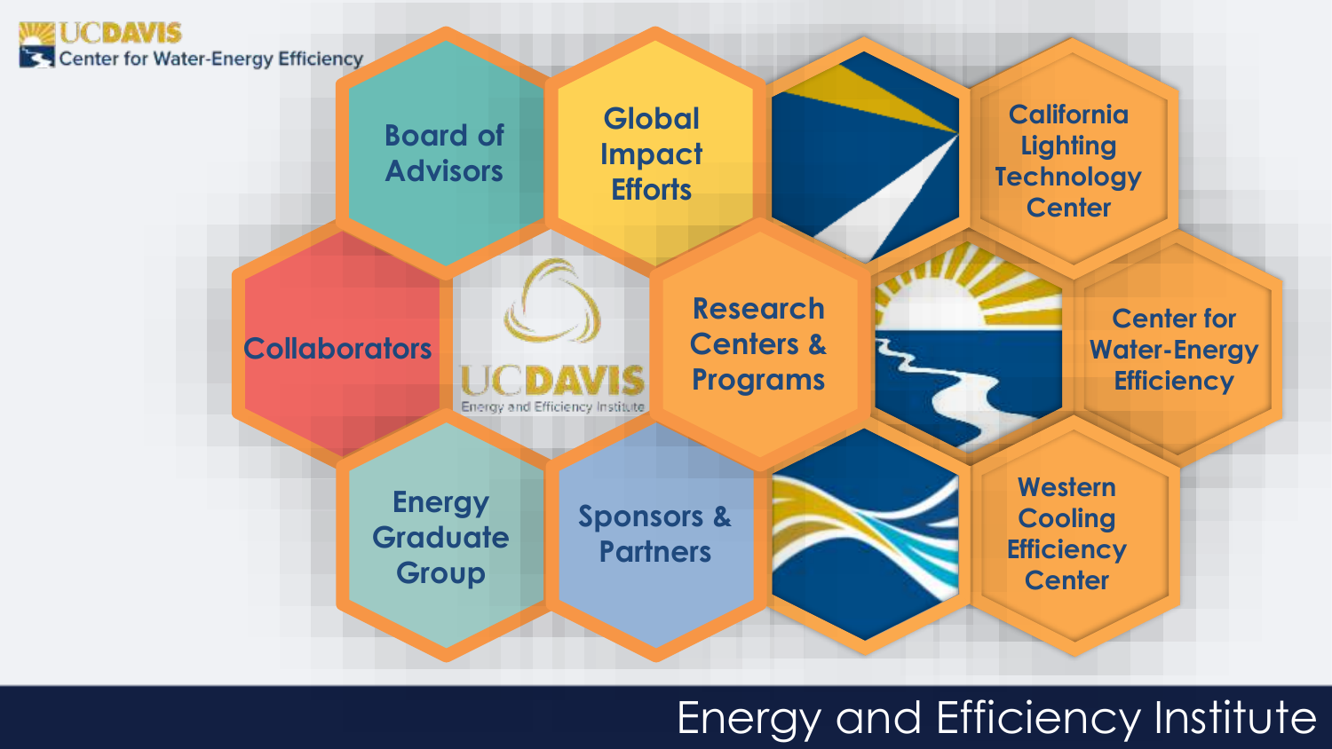UC DAVIS Center for Water-Energy Efficiency

- Board of Advisors
- Global Impact Efforts
- California Lighting Technology Center
- Collaborators
- UC DAVIS Energy and Efficiency Institute
- Research Centers & Programs
- Center for Water-Energy Efficiency
- Energy Graduate Group
- Sponsors & Partners
- Western Cooling Efficiency Center

# Energy and Efficiency Institute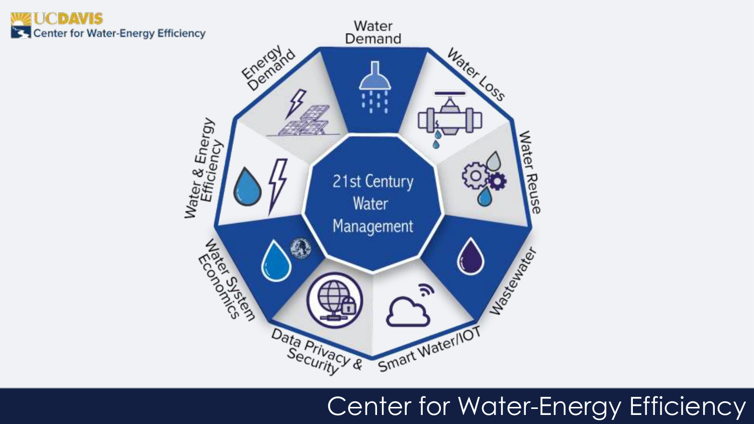UC DAVIS
Center for Water-Energy Efficiency

21st Century Water Management

- Water Demand
- Water Loss
- Water Reuse
- Wastewater
- Smart Water/IOT
- Data Privacy & Security
- Water System Economics
- Water & Energy Efficiency
- Energy Demand

# Center for Water-Energy Efficiency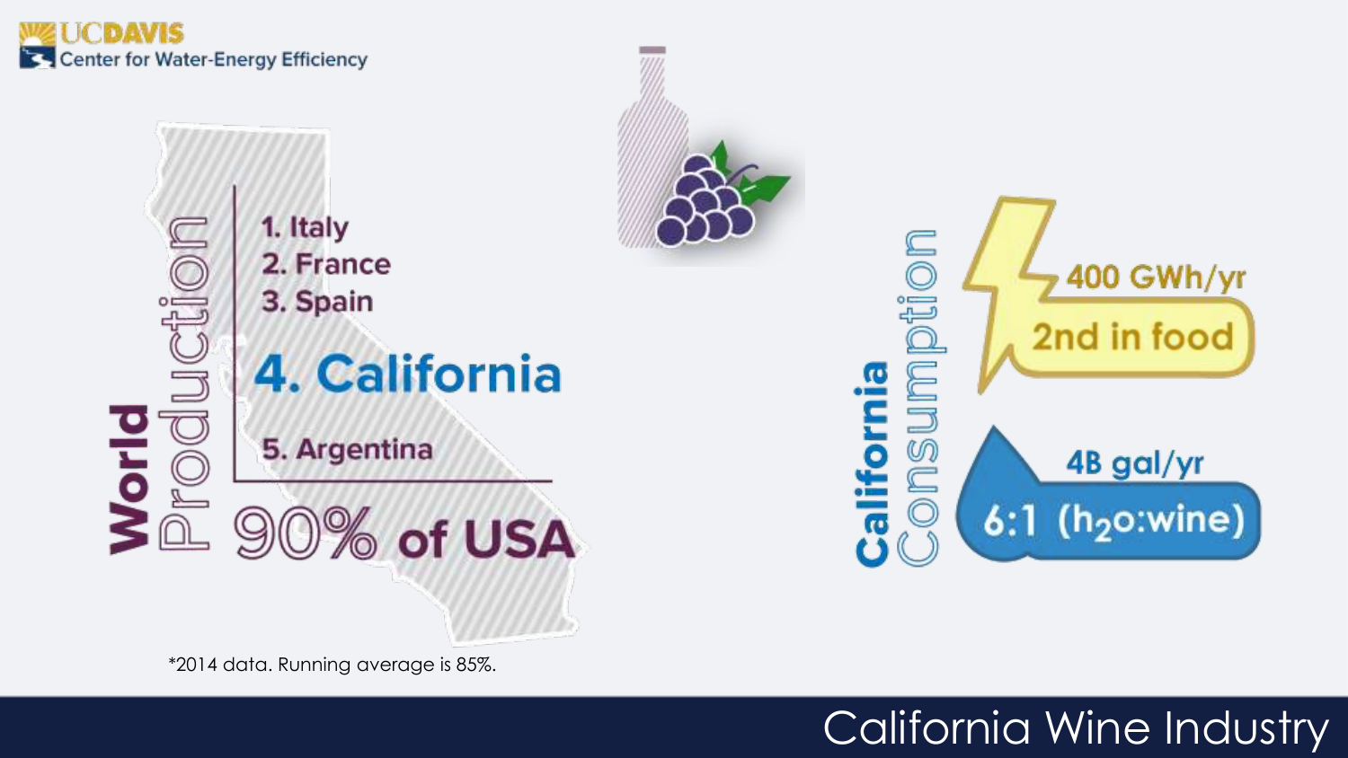UC DAVIS Center for Water-Energy Efficiency

# California Wine Industry

## World Production

1. Italy
2. France
3. Spain
4. **California**
5. Argentina

**90% of USA**

*2014 data. Running average is 85%.

## California Consumption

**400 GWh/yr**

**2nd in food**

**4B gal/yr**

**6:1 ($h_2o$:wine)**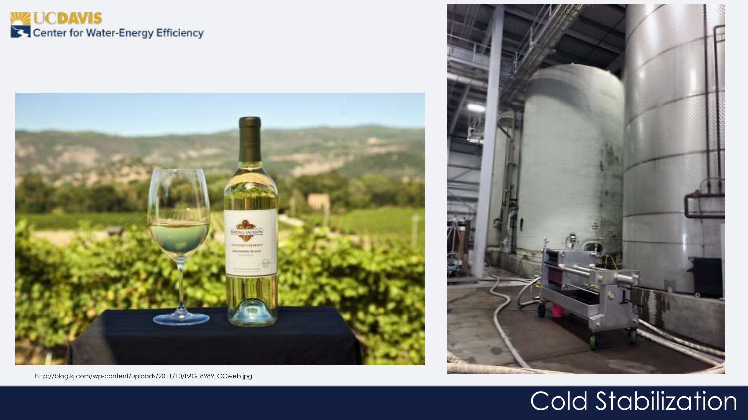# Cold Stabilization

http://blog.kj.com/wp-content/uploads/2011/10/IMG_8989_CCweb.jpg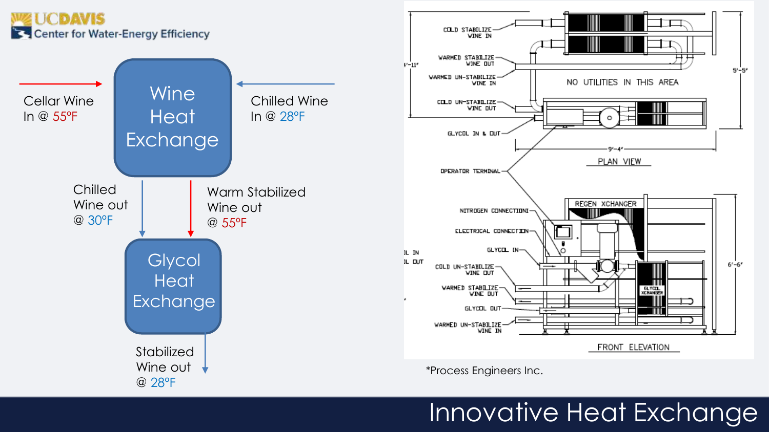# Innovative Heat Exchange

Cellar Wine In @ 55°F

Chilled Wine In @ 28°F

Wine Heat Exchange

Chilled Wine out @ 30°F

Warm Stabilized Wine out @ 55°F

Glycol Heat Exchange

Stabilized Wine out @ 28°F

COLD STABILIZE WINE IN

WARMED STABILIZE WINE OUT

WARMED UN-STABILIZE WINE IN

COLD UN-STABILIZE WINE OUT

GLYCOL IN & OUT

NO UTILITIES IN THIS AREA

9'-4"

5'-5"

PLAN VIEW

OPERATOR TERMINAL

NITROGEN CONNECTION

ELECTRICAL CONNECTION

GLYCOL IN

COLD UN-STABILIZE WINE OUT

WARMED STABILIZE WINE OUT

GLYCOL OUT

WARMED UN-STABILIZE WINE IN

REGEN XCHANGER

GLYCOL XCHANGER

6'-6"

FRONT ELEVATION

*Process Engineers Inc.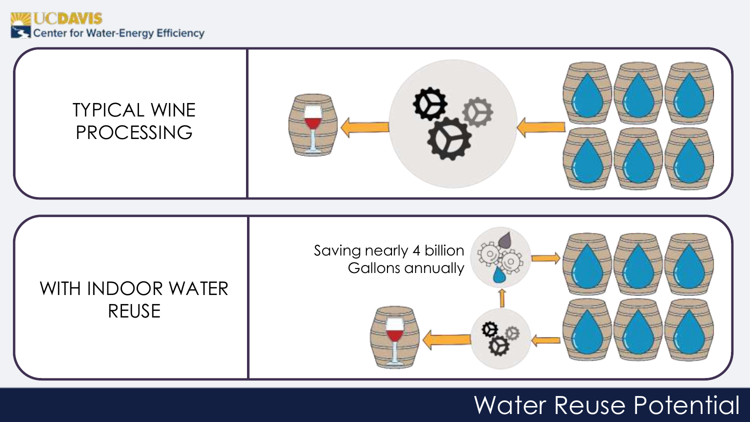# Water Reuse Potential

| | |
|---|---|
| TYPICAL WINE PROCESSING | |
| WITH INDOOR WATER REUSE | Saving nearly 4 billion Gallons annually |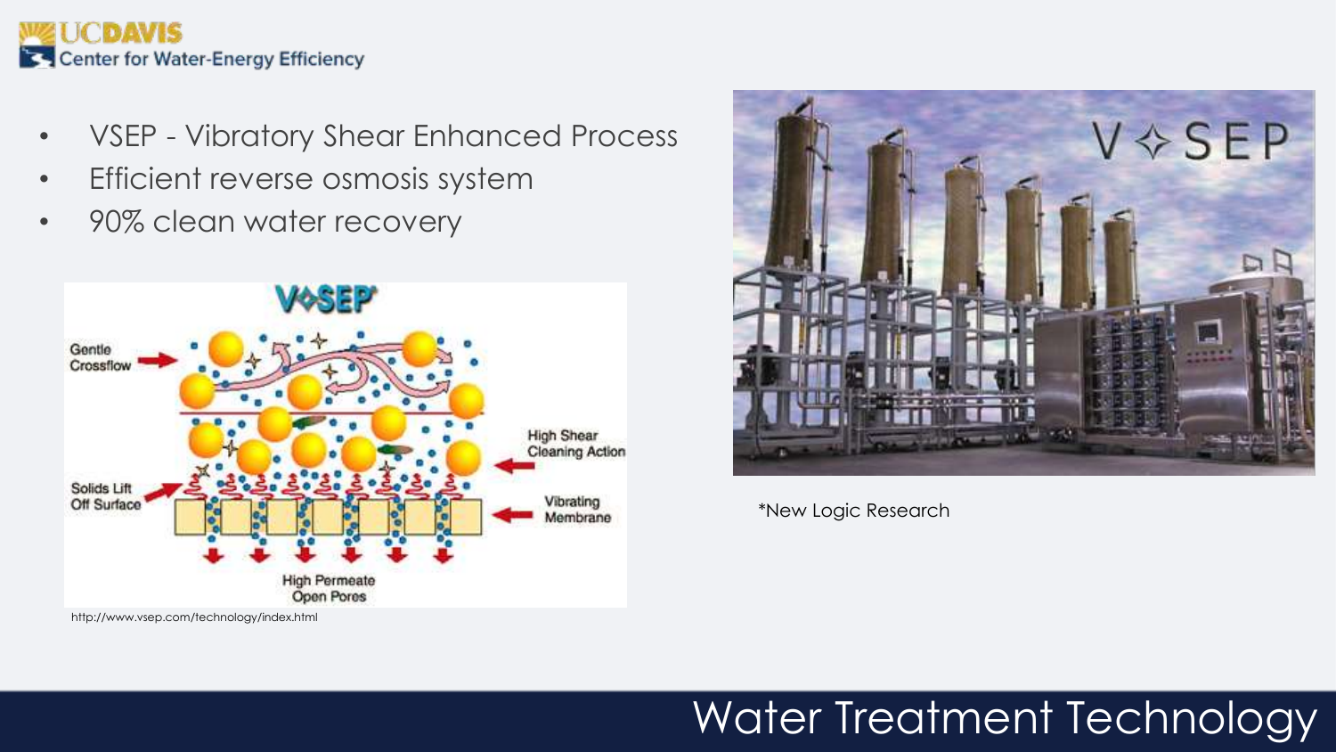# Water Treatment Technology

- VSEP - Vibratory Shear Enhanced Process
- Efficient reverse osmosis system
- 90% clean water recovery

http://www.vsep.com/technology/index.html

*New Logic Research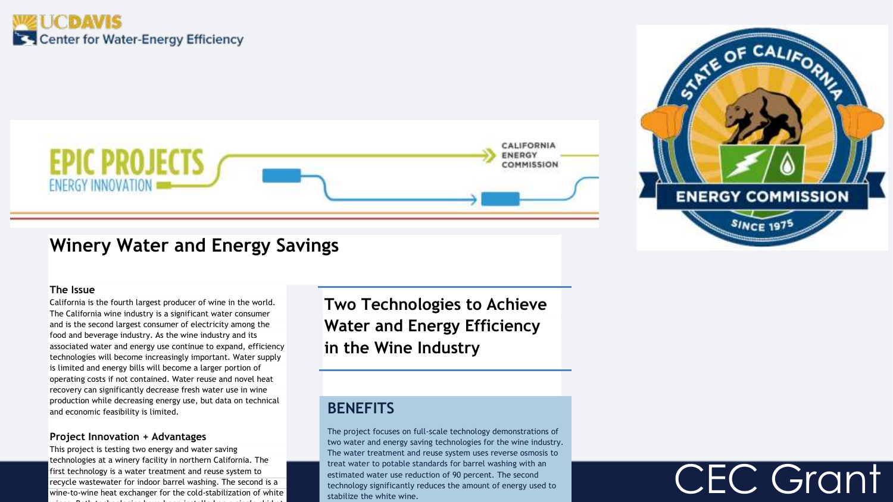UC DAVIS
Center for Water-Energy Efficiency

EPIC PROJECTS
ENERGY INNOVATION

CALIFORNIA ENERGY COMMISSION

STATE OF CALIFORNIA
ENERGY COMMISSION
SINCE 1975

# Winery Water and Energy Savings

### The Issue

California is the fourth largest producer of wine in the world. The California wine industry is a significant water consumer and is the second largest consumer of electricity among the food and beverage industry. As the wine industry and its associated water and energy use continue to expand, efficiency technologies will become increasingly important. Water supply is limited and energy bills will become a larger portion of operating costs if not contained. Water reuse and novel heat recovery can significantly decrease fresh water use in wine production while decreasing energy use, but data on technical and economic feasibility is limited.

### Project Innovation + Advantages

This project is testing two energy and water saving technologies at a winery facility in northern California. The first technology is a water treatment and reuse system to recycle wastewater for indoor barrel washing. The second is a wine-to-wine heat exchanger for the cold-stabilization of white

## Two Technologies to Achieve Water and Energy Efficiency in the Wine Industry

## BENEFITS

The project focuses on full-scale technology demonstrations of two water and energy saving technologies for the wine industry. The water treatment and reuse system uses reverse osmosis to treat water to potable standards for barrel washing with an estimated water use reduction of 90 percent. The second technology significantly reduces the amount of energy used to stabilize the white wine.

# CEC Grant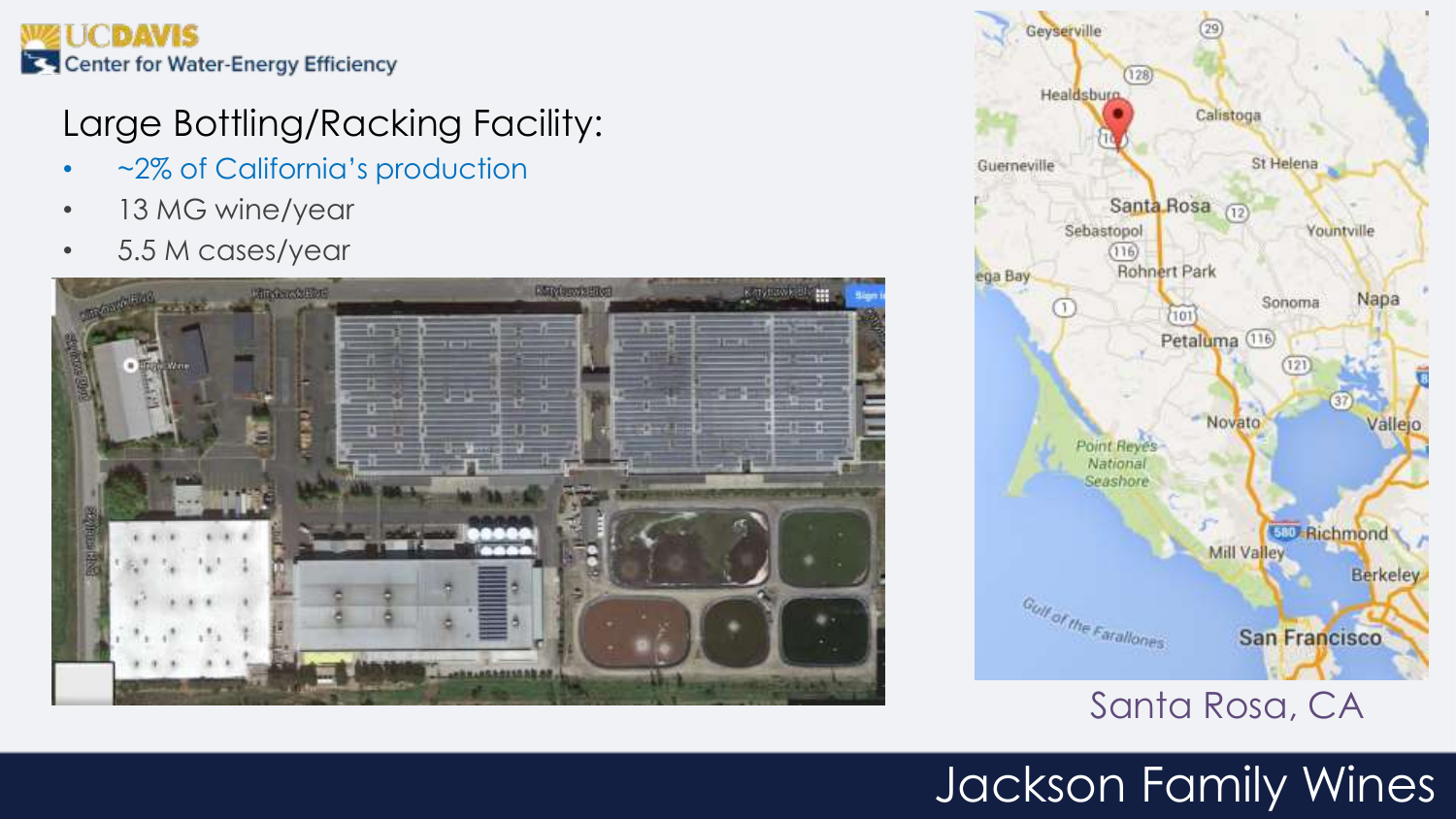# Large Bottling/Racking Facility:

- ~2% of California's production
- 13 MG wine/year
- 5.5 M cases/year

Santa Rosa, CA

## Jackson Family Wines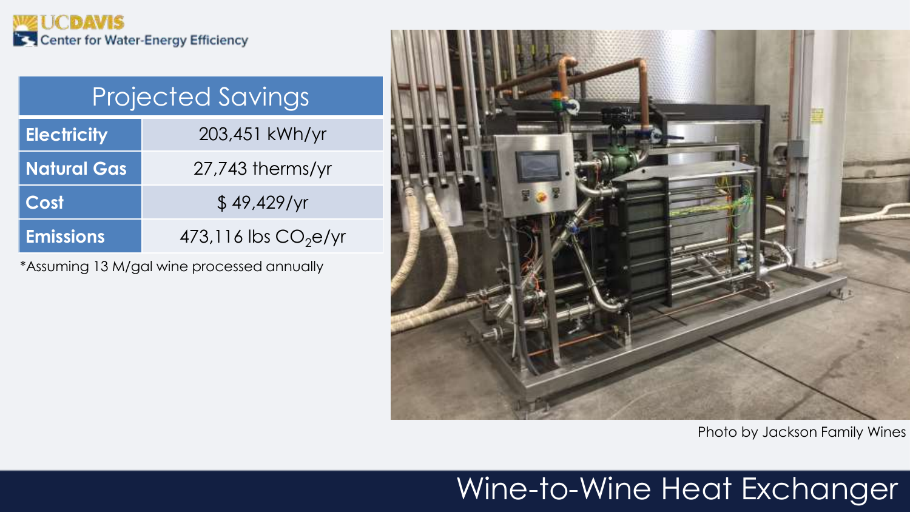# Wine-to-Wine Heat Exchanger

| Projected Savings | |
|---|---|
| **Electricity** | 203,451 kWh/yr |
| **Natural Gas** | 27,743 therms/yr |
| **Cost** | $ 49,429/yr |
| **Emissions** | 473,116 lbs $CO_2e$/yr |

*Assuming 13 M/gal wine processed annually

Photo by Jackson Family Wines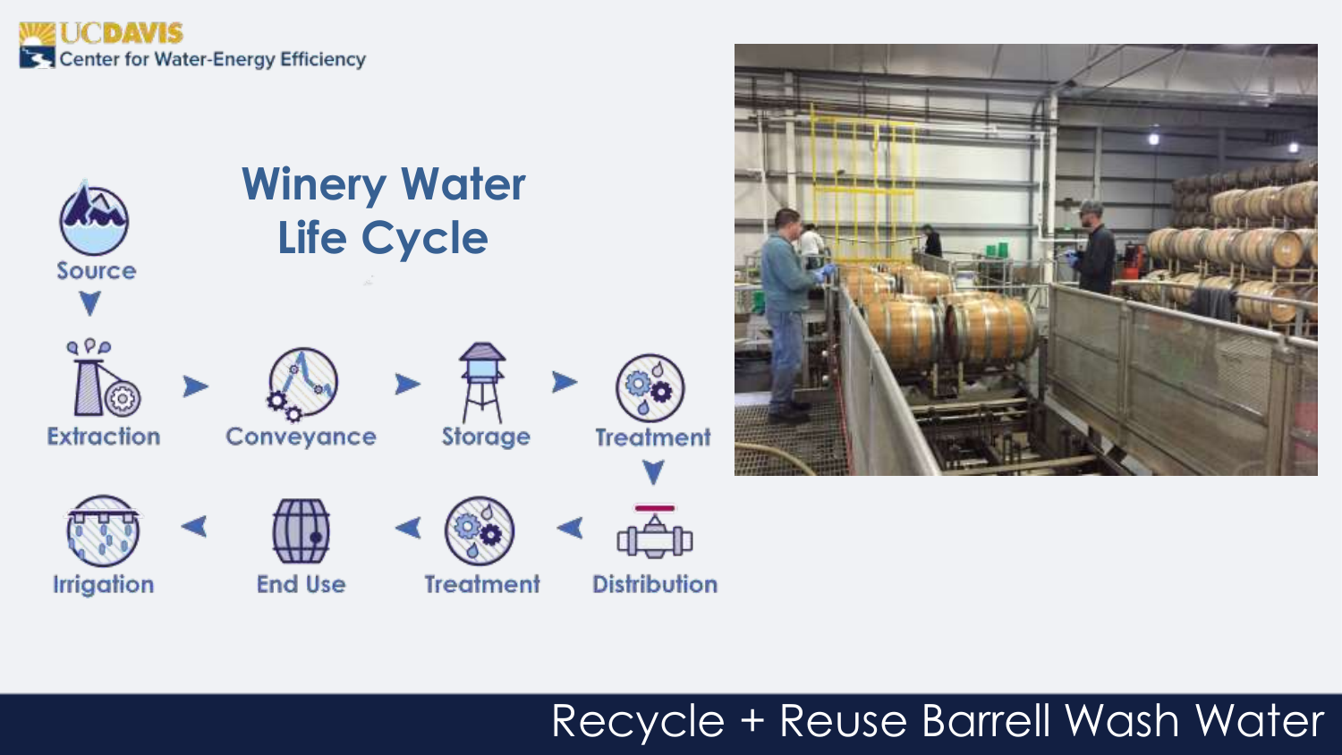UC DAVIS Center for Water-Energy Efficiency

# Winery Water Life Cycle

Source → Extraction → Conveyance → Storage → Treatment → Distribution → Treatment → End Use → Irrigation

## Recycle + Reuse Barrell Wash Water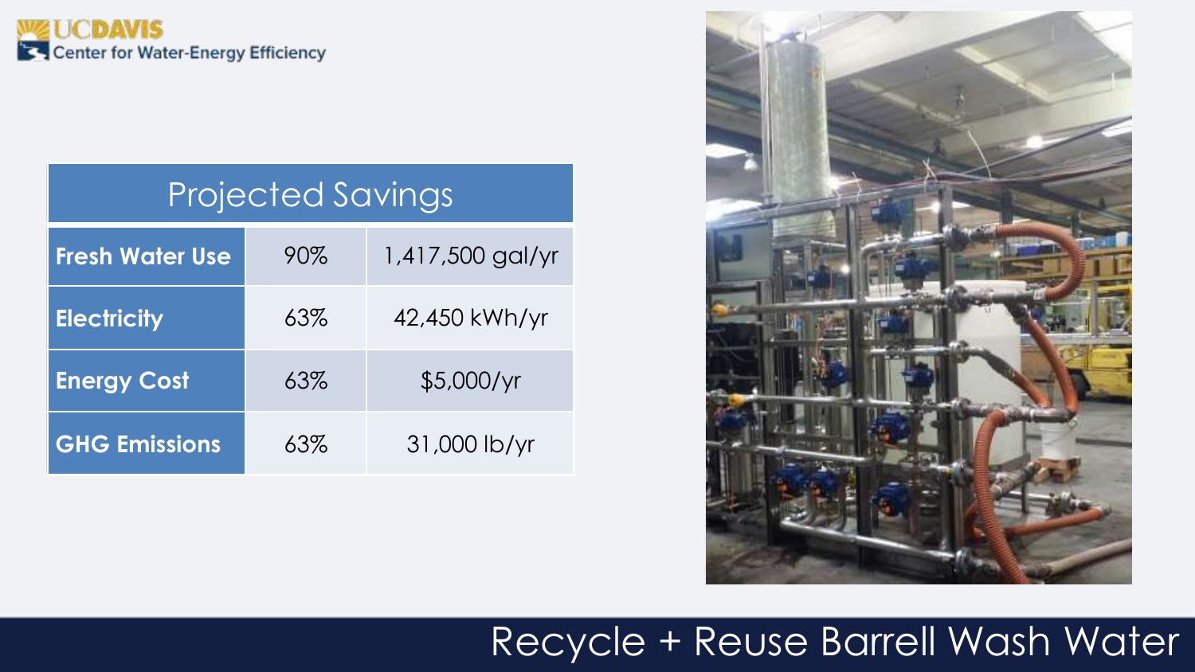# Recycle + Reuse Barrell Wash Water

| Projected Savings | | |
|---|---|---|
| **Fresh Water Use** | 90% | 1,417,500 gal/yr |
| **Electricity** | 63% | 42,450 kWh/yr |
| **Energy Cost** | 63% | $5,000/yr |
| **GHG Emissions** | 63% | 31,000 lb/yr |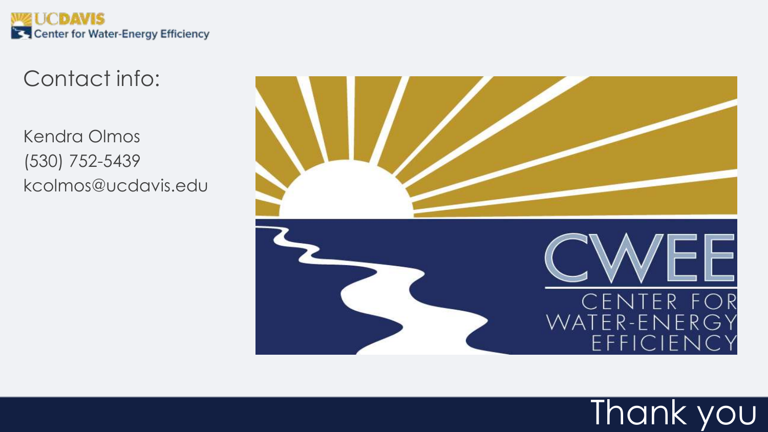Contact info:

Kendra Olmos
(530) 752-5439
kcolmos@ucdavis.edu

CWEE
CENTER FOR
WATER-ENERGY
EFFICIENCY

Thank you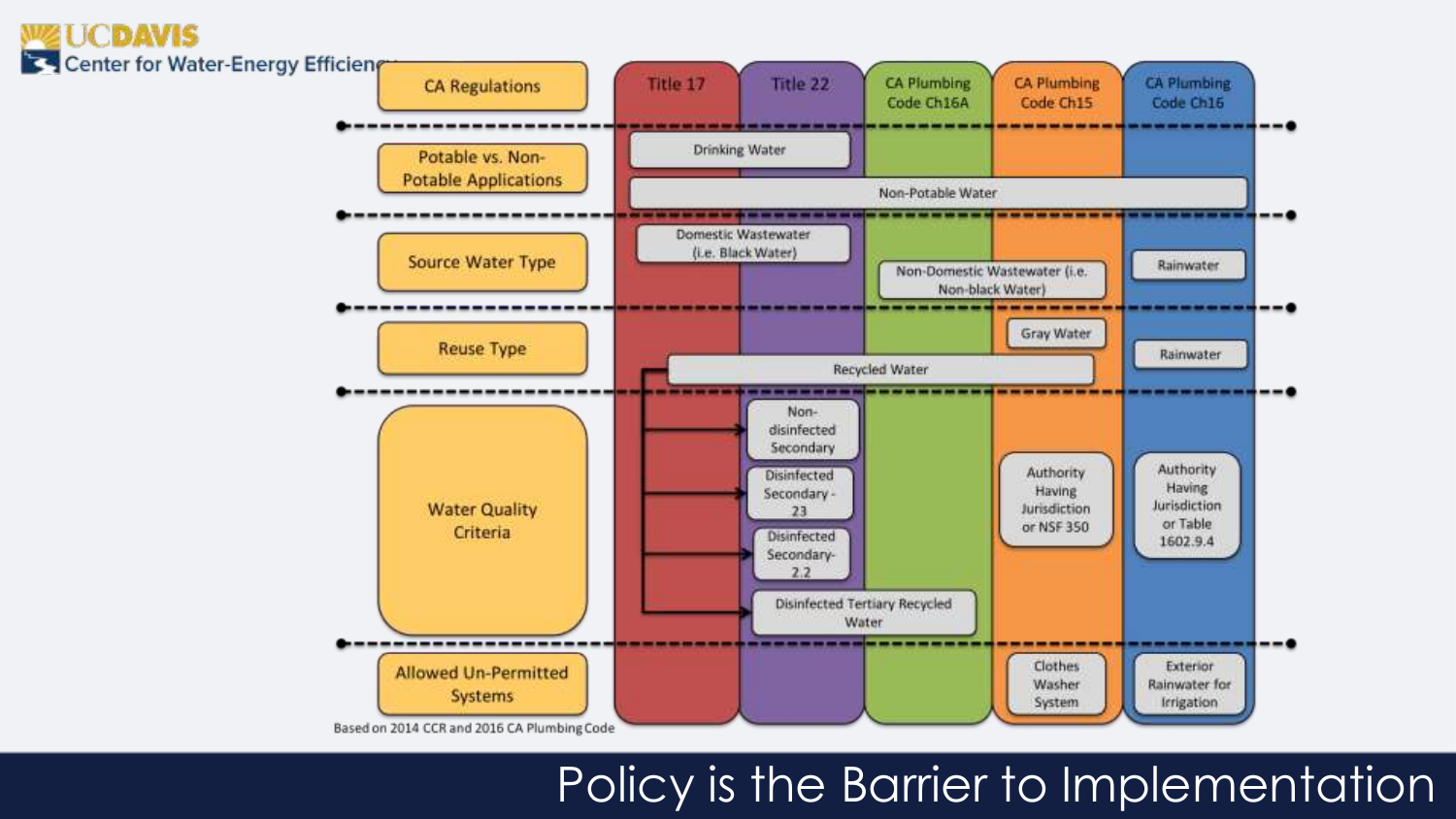UC DAVIS Center for Water-Energy Efficiency

CA Regulations

Title 17

Title 22

CA Plumbing Code Ch16A

CA Plumbing Code Ch15

CA Plumbing Code Ch16

Potable vs. Non-Potable Applications

Drinking Water

Non-Potable Water

Source Water Type

Domestic Wastewater (i.e. Black Water)

Non-Domestic Wastewater (i.e. Non-black Water)

Rainwater

Reuse Type

Gray Water

Rainwater

Recycled Water

Water Quality Criteria

Non-disinfected Secondary

Disinfected Secondary - 23

Disinfected Secondary-2.2

Disinfected Tertiary Recycled Water

Authority Having Jurisdiction or NSF 350

Authority Having Jurisdiction or Table 1602.9.4

Allowed Un-Permitted Systems

Clothes Washer System

Exterior Rainwater for Irrigation

Based on 2014 CCR and 2016 CA Plumbing Code

# Policy is the Barrier to Implementation